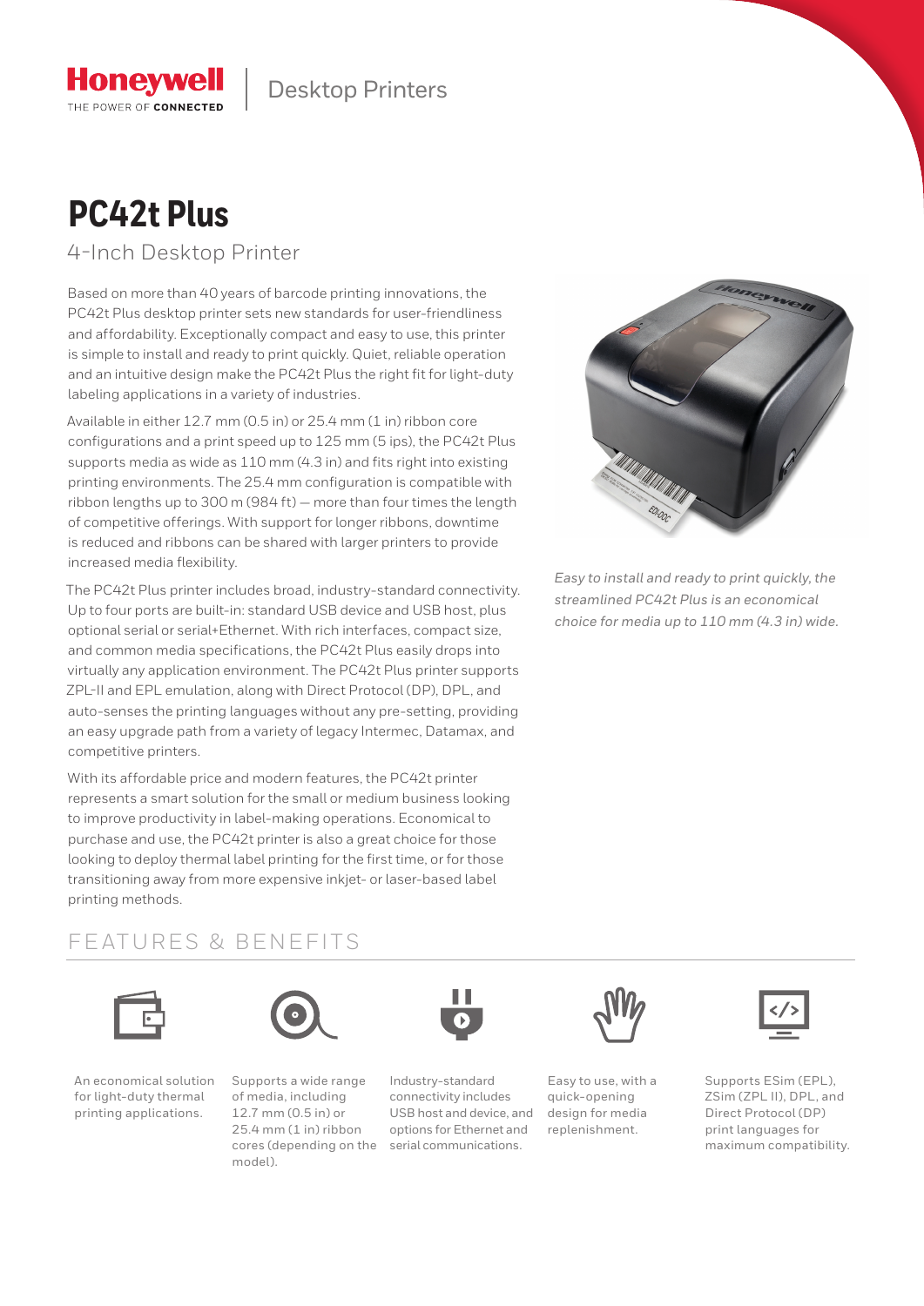Honeywell
THE POWER OF CONNECTED

Desktop Printers

# PC42t Plus

## 4-Inch Desktop Printer

Based on more than 40 years of barcode printing innovations, the PC42t Plus desktop printer sets new standards for user-friendliness and affordability. Exceptionally compact and easy to use, this printer is simple to install and ready to print quickly. Quiet, reliable operation and an intuitive design make the PC42t Plus the right fit for light-duty labeling applications in a variety of industries.

Available in either 12.7 mm (0.5 in) or 25.4 mm (1 in) ribbon core configurations and a print speed up to 125 mm (5 ips), the PC42t Plus supports media as wide as 110 mm (4.3 in) and fits right into existing printing environments. The 25.4 mm configuration is compatible with ribbon lengths up to 300 m (984 ft) — more than four times the length of competitive offerings. With support for longer ribbons, downtime is reduced and ribbons can be shared with larger printers to provide increased media flexibility.

The PC42t Plus printer includes broad, industry-standard connectivity. Up to four ports are built-in: standard USB device and USB host, plus optional serial or serial+Ethernet. With rich interfaces, compact size, and common media specifications, the PC42t Plus easily drops into virtually any application environment. The PC42t Plus printer supports ZPL-II and EPL emulation, along with Direct Protocol (DP), DPL, and auto-senses the printing languages without any pre-setting, providing an easy upgrade path from a variety of legacy Intermec, Datamax, and competitive printers.

With its affordable price and modern features, the PC42t printer represents a smart solution for the small or medium business looking to improve productivity in label-making operations. Economical to purchase and use, the PC42t printer is also a great choice for those looking to deploy thermal label printing for the first time, or for those transitioning away from more expensive inkjet- or laser-based label printing methods.

*Easy to install and ready to print quickly, the streamlined PC42t Plus is an economical choice for media up to 110 mm (4.3 in) wide.*

## FEATURES & BENEFITS

- An economical solution for light-duty thermal printing applications.
- Supports a wide range of media, including 12.7 mm (0.5 in) or 25.4 mm (1 in) ribbon cores (depending on the model).
- Industry-standard connectivity includes USB host and device, and options for Ethernet and serial communications.
- Easy to use, with a quick-opening design for media replenishment.
- Supports ESim (EPL), ZSim (ZPL II), DPL, and Direct Protocol (DP) print languages for maximum compatibility.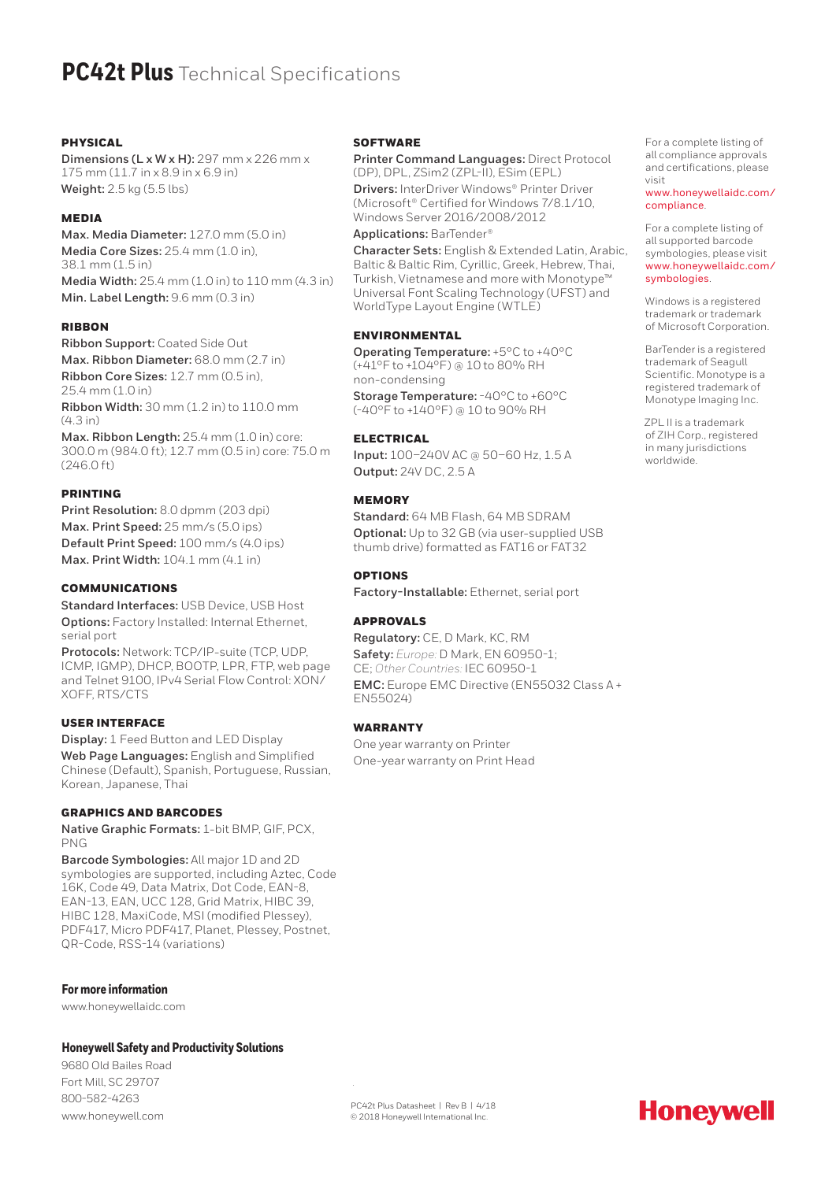# **PC42t Plus** Technical Specifications

## PHYSICAL

**Dimensions (L x W x H):** 297 mm x 226 mm x 175 mm (11.7 in x 8.9 in x 6.9 in)

**Weight:** 2.5 kg (5.5 lbs)

## MEDIA

**Max. Media Diameter:** 127.0 mm (5.0 in)

**Media Core Sizes:** 25.4 mm (1.0 in), 38.1 mm (1.5 in)

**Media Width:** 25.4 mm (1.0 in) to 110 mm (4.3 in)

**Min. Label Length:** 9.6 mm (0.3 in)

## RIBBON

**Ribbon Support:** Coated Side Out

**Max. Ribbon Diameter:** 68.0 mm (2.7 in)

**Ribbon Core Sizes:** 12.7 mm (0.5 in), 25.4 mm (1.0 in)

**Ribbon Width:** 30 mm (1.2 in) to 110.0 mm (4.3 in)

**Max. Ribbon Length:** 25.4 mm (1.0 in) core: 300.0 m (984.0 ft); 12.7 mm (0.5 in) core: 75.0 m (246.0 ft)

## PRINTING

**Print Resolution:** 8.0 dpmm (203 dpi)

**Max. Print Speed:** 25 mm/s (5.0 ips)

**Default Print Speed:** 100 mm/s (4.0 ips)

**Max. Print Width:** 104.1 mm (4.1 in)

## COMMUNICATIONS

**Standard Interfaces:** USB Device, USB Host

**Options:** Factory Installed: Internal Ethernet, serial port

**Protocols:** Network: TCP/IP-suite (TCP, UDP, ICMP, IGMP), DHCP, BOOTP, LPR, FTP, web page and Telnet 9100, IPv4 Serial Flow Control: XON/XOFF, RTS/CTS

## USER INTERFACE

**Display:** 1 Feed Button and LED Display

**Web Page Languages:** English and Simplified Chinese (Default), Spanish, Portuguese, Russian, Korean, Japanese, Thai

## GRAPHICS AND BARCODES

**Native Graphic Formats:** 1-bit BMP, GIF, PCX, PNG

**Barcode Symbologies:** All major 1D and 2D symbologies are supported, including Aztec, Code 16K, Code 49, Data Matrix, Dot Code, EAN-8, EAN-13, EAN, UCC 128, Grid Matrix, HIBC 39, HIBC 128, MaxiCode, MSI (modified Plessey), PDF417, Micro PDF417, Planet, Plessey, Postnet, QR-Code, RSS-14 (variations)

## SOFTWARE

**Printer Command Languages:** Direct Protocol (DP), DPL, ZSim2 (ZPL-II), ESim (EPL)

**Drivers:** InterDriver Windows® Printer Driver (Microsoft® Certified for Windows 7/8.1/10, Windows Server 2016/2008/2012

**Applications:** BarTender®

**Character Sets:** English & Extended Latin, Arabic, Baltic & Baltic Rim, Cyrillic, Greek, Hebrew, Thai, Turkish, Vietnamese and more with Monotype™ Universal Font Scaling Technology (UFST) and WorldType Layout Engine (WTLE)

## ENVIRONMENTAL

**Operating Temperature:** +5°C to +40°C (+41°F to +104°F) @ 10 to 80% RH non-condensing

**Storage Temperature:** -40°C to +60°C (-40°F to +140°F) @ 10 to 90% RH

## ELECTRICAL

**Input:** 100–240V AC @ 50–60 Hz, 1.5 A

**Output:** 24V DC, 2.5 A

## MEMORY

**Standard:** 64 MB Flash, 64 MB SDRAM

**Optional:** Up to 32 GB (via user-supplied USB thumb drive) formatted as FAT16 or FAT32

## OPTIONS

**Factory-Installable:** Ethernet, serial port

## APPROVALS

**Regulatory:** CE, D Mark, KC, RM

**Safety:** *Europe:* D Mark, EN 60950-1; CE; *Other Countries:* IEC 60950-1

**EMC:** Europe EMC Directive (EN55032 Class A + EN55024)

## WARRANTY

One year warranty on Printer

One-year warranty on Print Head

For a complete listing of all compliance approvals and certifications, please visit www.honeywellaidc.com/compliance.

For a complete listing of all supported barcode symbologies, please visit www.honeywellaidc.com/symbologies.

Windows is a registered trademark or trademark of Microsoft Corporation.

BarTender is a registered trademark of Seagull Scientific. Monotype is a registered trademark of Monotype Imaging Inc.

ZPL II is a trademark of ZIH Corp., registered in many jurisdictions worldwide.

### For more information

www.honeywellaidc.com

### Honeywell Safety and Productivity Solutions

9680 Old Bailes Road
Fort Mill, SC 29707
800-582-4263
www.honeywell.com

PC42t Plus Datasheet | Rev B | 4/18
© 2018 Honeywell International Inc.

Honeywell